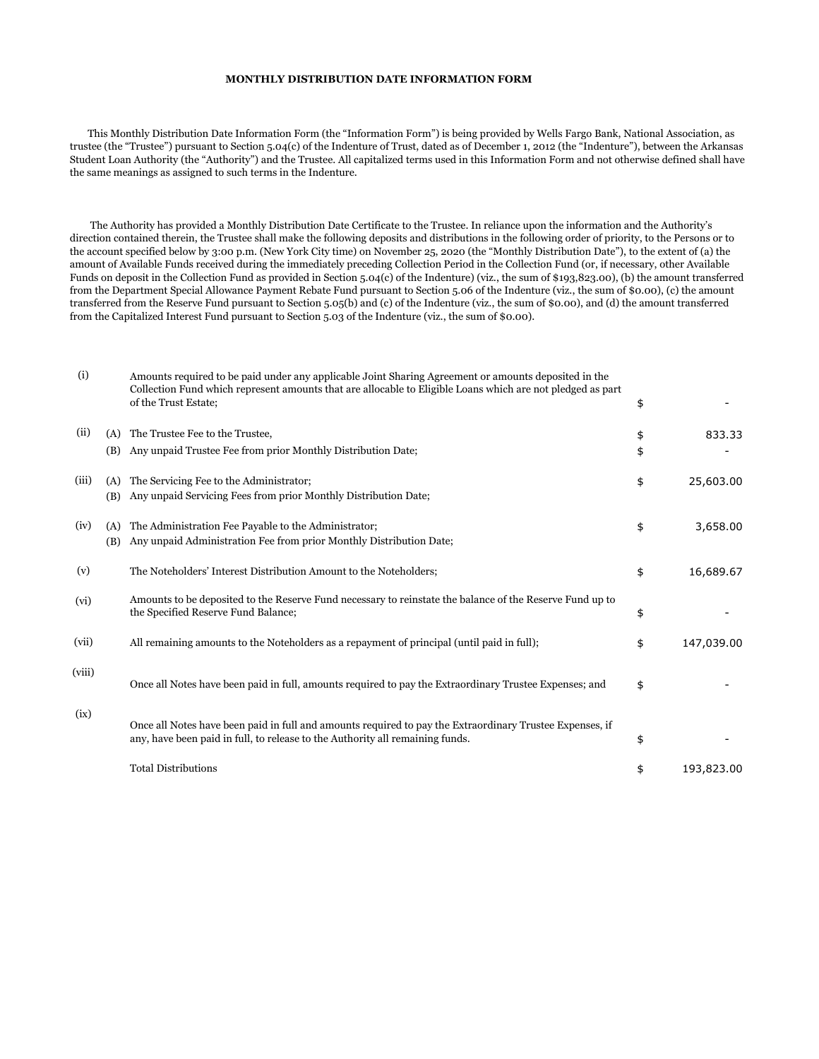**MONTHLY DISTRIBUTION DATE INFORMATION FORM**

This Monthly Distribution Date Information Form (the "Information Form") is being provided by Wells Fargo Bank, National Association, as trustee (the "Trustee") pursuant to Section 5.04(c) of the Indenture of Trust, dated as of December 1, 2012 (the "Indenture"), between the Arkansas Student Loan Authority (the "Authority") and the Trustee. All capitalized terms used in this Information Form and not otherwise defined shall have the same meanings as assigned to such terms in the Indenture.

The Authority has provided a Monthly Distribution Date Certificate to the Trustee. In reliance upon the information and the Authority's direction contained therein, the Trustee shall make the following deposits and distributions in the following order of priority, to the Persons or to the account specified below by 3:00 p.m. (New York City time) on November 25, 2020 (the "Monthly Distribution Date"), to the extent of (a) the amount of Available Funds received during the immediately preceding Collection Period in the Collection Fund (or, if necessary, other Available Funds on deposit in the Collection Fund as provided in Section 5.04(c) of the Indenture) (viz., the sum of $193,823.00), (b) the amount transferred from the Department Special Allowance Payment Rebate Fund pursuant to Section 5.06 of the Indenture (viz., the sum of $0.00), (c) the amount transferred from the Reserve Fund pursuant to Section 5.05(b) and (c) of the Indenture (viz., the sum of $0.00), and (d) the amount transferred from the Capitalized Interest Fund pursuant to Section 5.03 of the Indenture (viz., the sum of $0.00).

| | | | | |
|---|---|---|---|---|
| (i) | | Amounts required to be paid under any applicable Joint Sharing Agreement or amounts deposited in the Collection Fund which represent amounts that are allocable to Eligible Loans which are not pledged as part of the Trust Estate; | $ | - |
| (ii) | (A) | The Trustee Fee to the Trustee, | $ | 833.33 |
| | (B) | Any unpaid Trustee Fee from prior Monthly Distribution Date; | $ | - |
| (iii) | (A) | The Servicing Fee to the Administrator; | $ | 25,603.00 |
| | (B) | Any unpaid Servicing Fees from prior Monthly Distribution Date; | | |
| (iv) | (A) | The Administration Fee Payable to the Administrator; | $ | 3,658.00 |
| | (B) | Any unpaid Administration Fee from prior Monthly Distribution Date; | | |
| (v) | | The Noteholders' Interest Distribution Amount to the Noteholders; | $ | 16,689.67 |
| (vi) | | Amounts to be deposited to the Reserve Fund necessary to reinstate the balance of the Reserve Fund up to the Specified Reserve Fund Balance; | $ | - |
| (vii) | | All remaining amounts to the Noteholders as a repayment of principal (until paid in full); | $ | 147,039.00 |
| (viii) | | Once all Notes have been paid in full, amounts required to pay the Extraordinary Trustee Expenses; and | $ | - |
| (ix) | | Once all Notes have been paid in full and amounts required to pay the Extraordinary Trustee Expenses, if any, have been paid in full, to release to the Authority all remaining funds. | $ | - |
| | | Total Distributions | $ | 193,823.00 |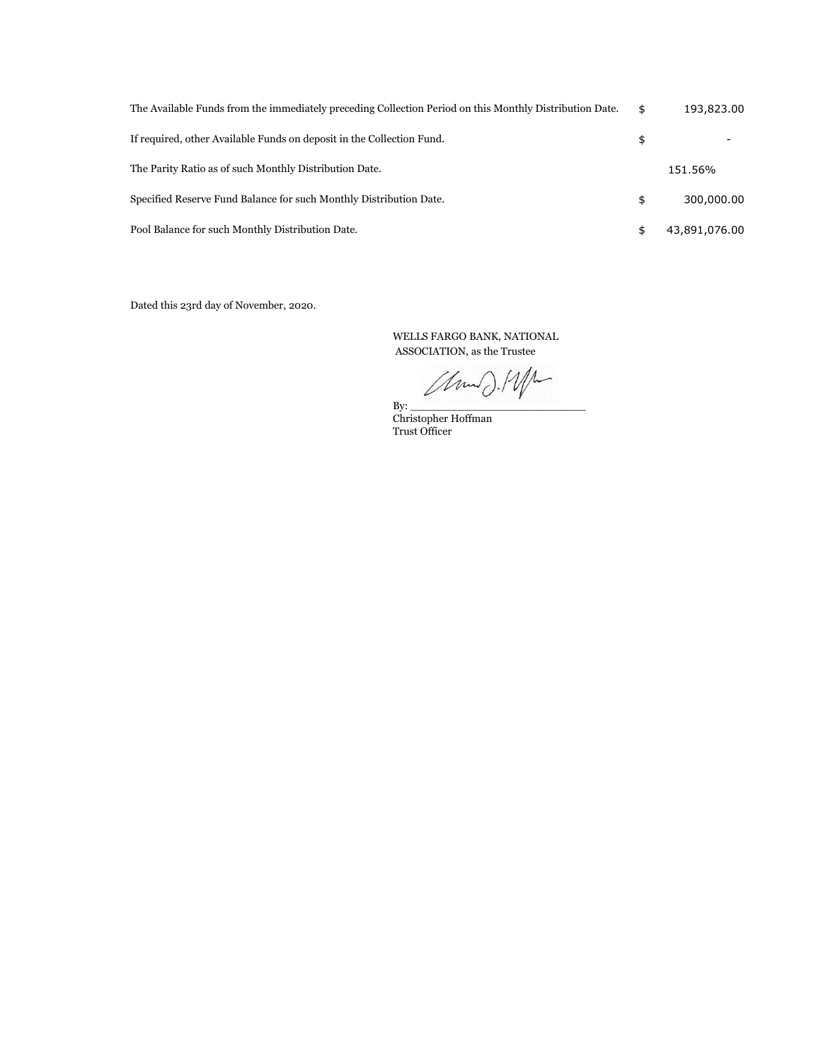| | | |
|---|---|---|
| The Available Funds from the immediately preceding Collection Period on this Monthly Distribution Date. | $ | 193,823.00 |
| If required, other Available Funds on deposit in the Collection Fund. | $ | - |
| The Parity Ratio as of such Monthly Distribution Date. | | 151.56% |
| Specified Reserve Fund Balance for such Monthly Distribution Date. | $ | 300,000.00 |
| Pool Balance for such Monthly Distribution Date. | $ | 43,891,076.00 |

Dated this 23rd day of November, 2020.

WELLS FARGO BANK, NATIONAL ASSOCIATION, as the Trustee

By: \_\_\_\_\_\_\_\_\_\_\_\_\_\_\_\_\_\_\_\_\_\_\_\_\_\_

Christopher Hoffman

Trust Officer